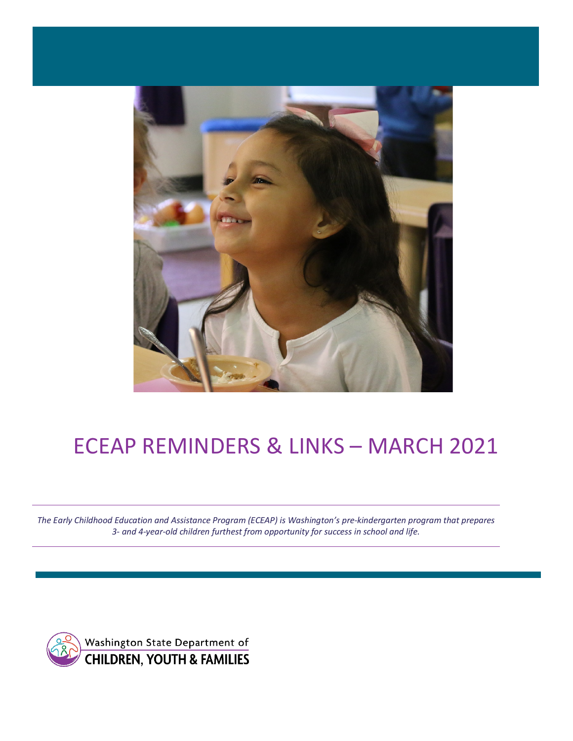# ECEAP REMINDERS & LINKS – MARCH 2021

*The Early Childhood Education and Assistance Program (ECEAP) is Washington's pre-kindergarten program that prepares 3- and 4-year-old children furthest from opportunity for success in school and life.*

Washington State Department of
CHILDREN, YOUTH & FAMILIES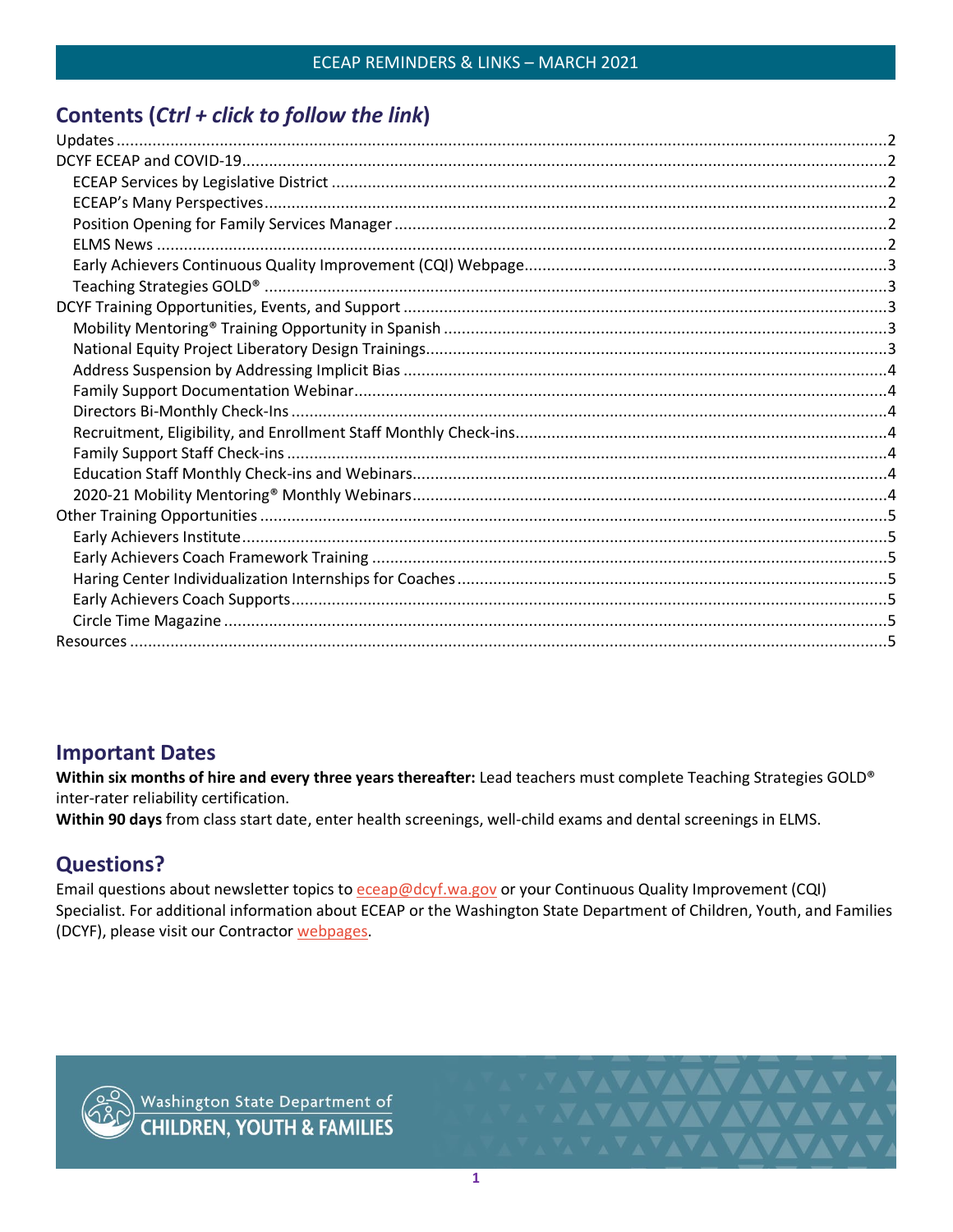## Contents (*Ctrl + click to follow the link*)

- Updates .......... 2
- DCYF ECEAP and COVID-19 .......... 2
  - ECEAP Services by Legislative District .......... 2
  - ECEAP's Many Perspectives .......... 2
  - Position Opening for Family Services Manager .......... 2
  - ELMS News .......... 2
  - Early Achievers Continuous Quality Improvement (CQI) Webpage .......... 3
  - Teaching Strategies GOLD® .......... 3
- DCYF Training Opportunities, Events, and Support .......... 3
  - Mobility Mentoring® Training Opportunity in Spanish .......... 3
  - National Equity Project Liberatory Design Trainings .......... 3
  - Address Suspension by Addressing Implicit Bias .......... 4
  - Family Support Documentation Webinar .......... 4
  - Directors Bi-Monthly Check-Ins .......... 4
  - Recruitment, Eligibility, and Enrollment Staff Monthly Check-ins .......... 4
  - Family Support Staff Check-ins .......... 4
  - Education Staff Monthly Check-ins and Webinars .......... 4
  - 2020-21 Mobility Mentoring® Monthly Webinars .......... 4
- Other Training Opportunities .......... 5
  - Early Achievers Institute .......... 5
  - Early Achievers Coach Framework Training .......... 5
  - Haring Center Individualization Internships for Coaches .......... 5
  - Early Achievers Coach Supports .......... 5
  - Circle Time Magazine .......... 5
- Resources .......... 5

## Important Dates

**Within six months of hire and every three years thereafter:** Lead teachers must complete Teaching Strategies GOLD® inter-rater reliability certification.

**Within 90 days** from class start date, enter health screenings, well-child exams and dental screenings in ELMS.

## Questions?

Email questions about newsletter topics to eceap@dcyf.wa.gov or your Continuous Quality Improvement (CQI) Specialist. For additional information about ECEAP or the Washington State Department of Children, Youth, and Families (DCYF), please visit our Contractor webpages.

Washington State Department of CHILDREN, YOUTH & FAMILIES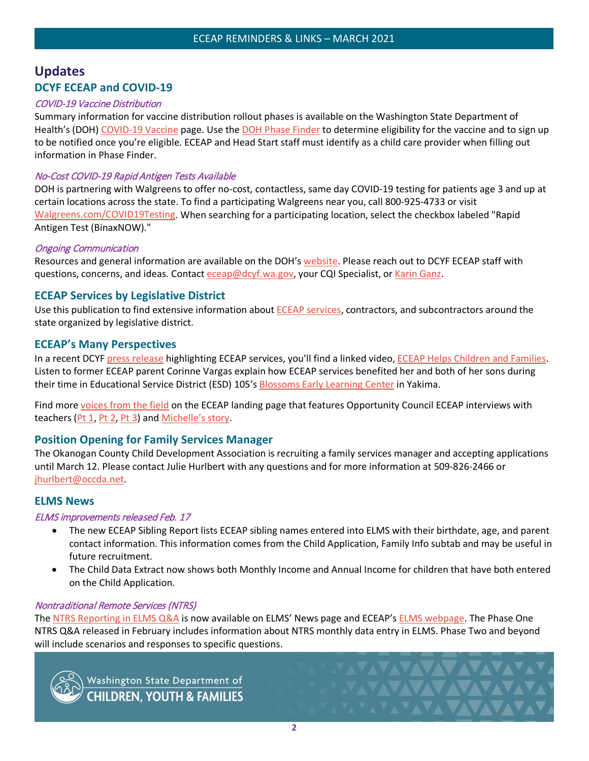# Updates

## DCYF ECEAP and COVID-19

### *COVID-19 Vaccine Distribution*

Summary information for vaccine distribution rollout phases is available on the Washington State Department of Health's (DOH) COVID-19 Vaccine page. Use the DOH Phase Finder to determine eligibility for the vaccine and to sign up to be notified once you're eligible. ECEAP and Head Start staff must identify as a child care provider when filling out information in Phase Finder.

### *No-Cost COVID-19 Rapid Antigen Tests Available*

DOH is partnering with Walgreens to offer no-cost, contactless, same day COVID-19 testing for patients age 3 and up at certain locations across the state. To find a participating Walgreens near you, call 800-925-4733 or visit Walgreens.com/COVID19Testing. When searching for a participating location, select the checkbox labeled "Rapid Antigen Test (BinaxNOW)."

### *Ongoing Communication*

Resources and general information are available on the DOH's website. Please reach out to DCYF ECEAP staff with questions, concerns, and ideas. Contact eceap@dcyf.wa.gov, your CQI Specialist, or Karin Ganz.

## ECEAP Services by Legislative District

Use this publication to find extensive information about ECEAP services, contractors, and subcontractors around the state organized by legislative district.

## ECEAP's Many Perspectives

In a recent DCYF press release highlighting ECEAP services, you'll find a linked video, ECEAP Helps Children and Families. Listen to former ECEAP parent Corinne Vargas explain how ECEAP services benefited her and both of her sons during their time in Educational Service District (ESD) 105's Blossoms Early Learning Center in Yakima.

Find more voices from the field on the ECEAP landing page that features Opportunity Council ECEAP interviews with teachers (Pt 1, Pt 2, Pt 3) and Michelle's story.

## Position Opening for Family Services Manager

The Okanogan County Child Development Association is recruiting a family services manager and accepting applications until March 12. Please contact Julie Hurlbert with any questions and for more information at 509-826-2466 or jhurlbert@occda.net.

## ELMS News

### *ELMS improvements released Feb. 17*

- The new ECEAP Sibling Report lists ECEAP sibling names entered into ELMS with their birthdate, age, and parent contact information. This information comes from the Child Application, Family Info subtab and may be useful in future recruitment.
- The Child Data Extract now shows both Monthly Income and Annual Income for children that have both entered on the Child Application.

### *Nontraditional Remote Services (NTRS)*

The NTRS Reporting in ELMS Q&A is now available on ELMS' News page and ECEAP's ELMS webpage. The Phase One NTRS Q&A released in February includes information about NTRS monthly data entry in ELMS. Phase Two and beyond will include scenarios and responses to specific questions.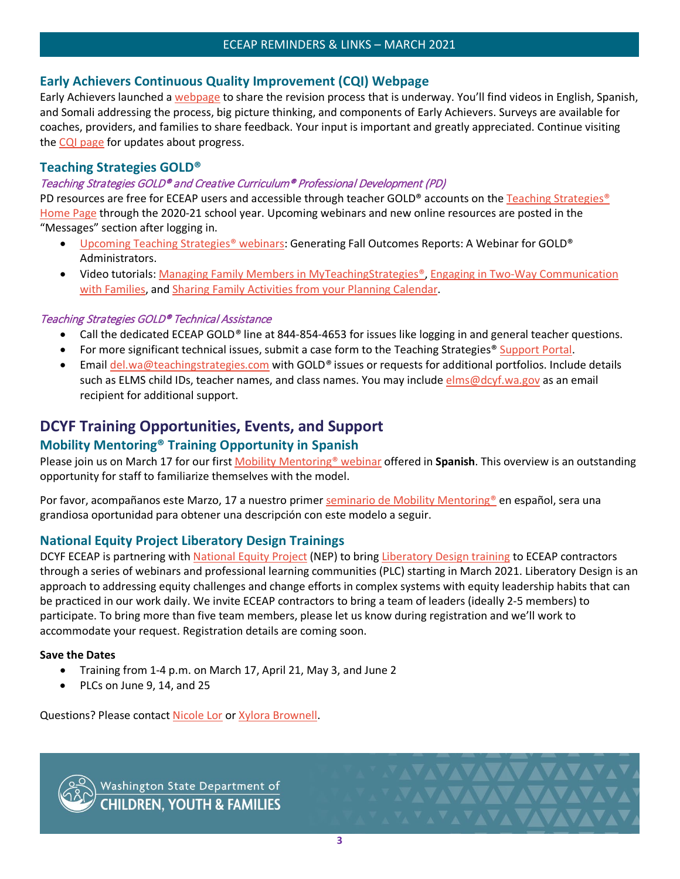## Early Achievers Continuous Quality Improvement (CQI) Webpage

Early Achievers launched a webpage to share the revision process that is underway. You'll find videos in English, Spanish, and Somali addressing the process, big picture thinking, and components of Early Achievers. Surveys are available for coaches, providers, and families to share feedback. Your input is important and greatly appreciated. Continue visiting the CQI page for updates about progress.

## Teaching Strategies GOLD®

### *Teaching Strategies GOLD® and Creative Curriculum® Professional Development (PD)*

PD resources are free for ECEAP users and accessible through teacher GOLD® accounts on the Teaching Strategies® Home Page through the 2020-21 school year. Upcoming webinars and new online resources are posted in the "Messages" section after logging in.

- Upcoming Teaching Strategies® webinars: Generating Fall Outcomes Reports: A Webinar for GOLD® Administrators.
- Video tutorials: Managing Family Members in MyTeachingStrategies®, Engaging in Two-Way Communication with Families, and Sharing Family Activities from your Planning Calendar.

### *Teaching Strategies GOLD® Technical Assistance*

- Call the dedicated ECEAP GOLD® line at 844-854-4653 for issues like logging in and general teacher questions.
- For more significant technical issues, submit a case form to the Teaching Strategies® Support Portal.
- Email del.wa@teachingstrategies.com with GOLD® issues or requests for additional portfolios. Include details such as ELMS child IDs, teacher names, and class names. You may include elms@dcyf.wa.gov as an email recipient for additional support.

# DCYF Training Opportunities, Events, and Support

## Mobility Mentoring® Training Opportunity in Spanish

Please join us on March 17 for our first Mobility Mentoring® webinar offered in **Spanish**. This overview is an outstanding opportunity for staff to familiarize themselves with the model.

Por favor, acompañanos este Marzo, 17 a nuestro primer seminario de Mobility Mentoring® en español, sera una grandiosa oportunidad para obtener una descripción con este modelo a seguir.

## National Equity Project Liberatory Design Trainings

DCYF ECEAP is partnering with National Equity Project (NEP) to bring Liberatory Design training to ECEAP contractors through a series of webinars and professional learning communities (PLC) starting in March 2021. Liberatory Design is an approach to addressing equity challenges and change efforts in complex systems with equity leadership habits that can be practiced in our work daily. We invite ECEAP contractors to bring a team of leaders (ideally 2-5 members) to participate. To bring more than five team members, please let us know during registration and we'll work to accommodate your request. Registration details are coming soon.

**Save the Dates**

- Training from 1-4 p.m. on March 17, April 21, May 3, and June 2
- PLCs on June 9, 14, and 25

Questions? Please contact Nicole Lor or Xylora Brownell.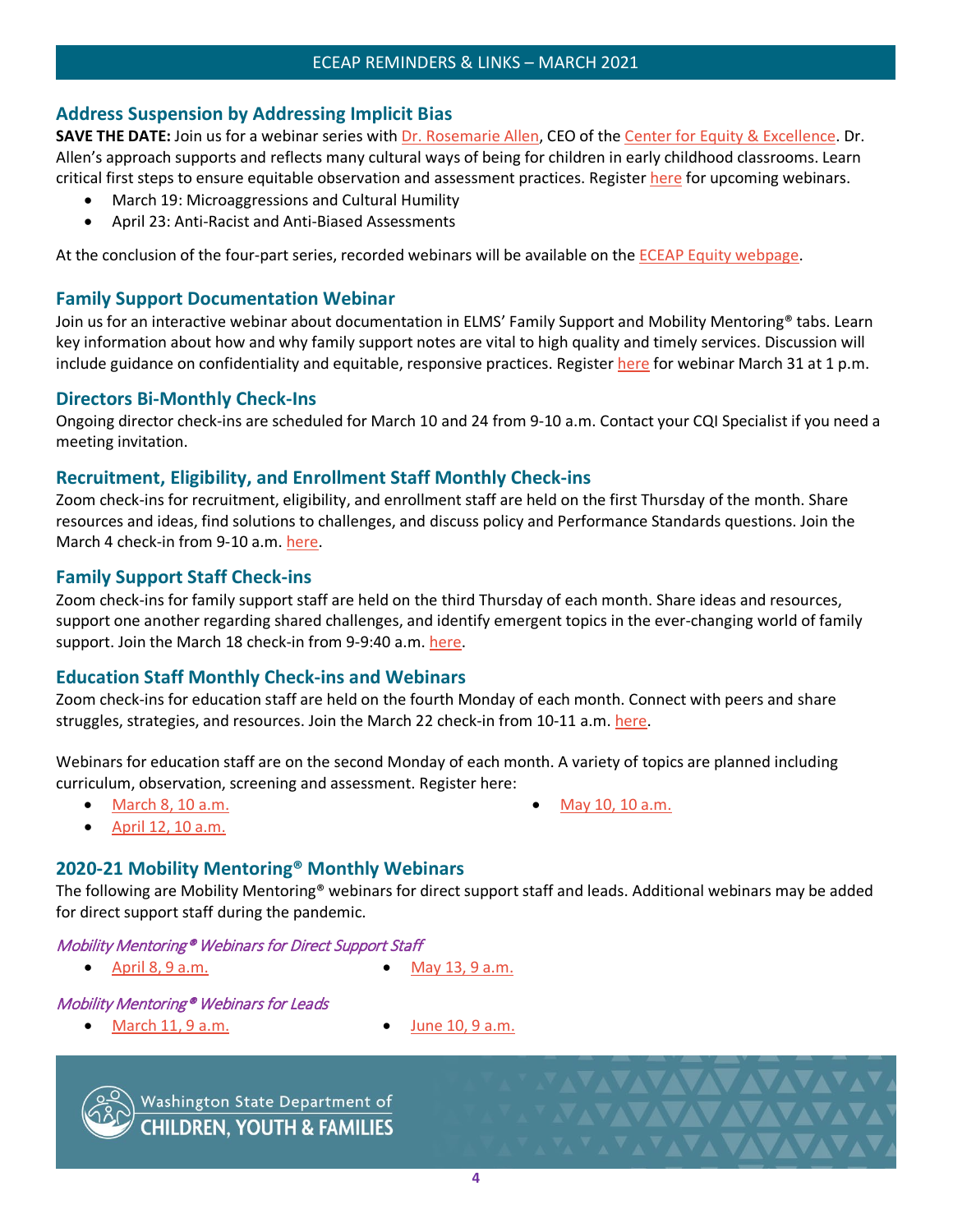## Address Suspension by Addressing Implicit Bias

**SAVE THE DATE:** Join us for a webinar series with Dr. Rosemarie Allen, CEO of the Center for Equity & Excellence. Dr. Allen's approach supports and reflects many cultural ways of being for children in early childhood classrooms. Learn critical first steps to ensure equitable observation and assessment practices. Register here for upcoming webinars.

- March 19: Microaggressions and Cultural Humility
- April 23: Anti-Racist and Anti-Biased Assessments

At the conclusion of the four-part series, recorded webinars will be available on the ECEAP Equity webpage.

## Family Support Documentation Webinar

Join us for an interactive webinar about documentation in ELMS' Family Support and Mobility Mentoring® tabs. Learn key information about how and why family support notes are vital to high quality and timely services. Discussion will include guidance on confidentiality and equitable, responsive practices. Register here for webinar March 31 at 1 p.m.

## Directors Bi-Monthly Check-Ins

Ongoing director check-ins are scheduled for March 10 and 24 from 9-10 a.m. Contact your CQI Specialist if you need a meeting invitation.

## Recruitment, Eligibility, and Enrollment Staff Monthly Check-ins

Zoom check-ins for recruitment, eligibility, and enrollment staff are held on the first Thursday of the month. Share resources and ideas, find solutions to challenges, and discuss policy and Performance Standards questions. Join the March 4 check-in from 9-10 a.m. here.

## Family Support Staff Check-ins

Zoom check-ins for family support staff are held on the third Thursday of each month. Share ideas and resources, support one another regarding shared challenges, and identify emergent topics in the ever-changing world of family support. Join the March 18 check-in from 9-9:40 a.m. here.

## Education Staff Monthly Check-ins and Webinars

Zoom check-ins for education staff are held on the fourth Monday of each month. Connect with peers and share struggles, strategies, and resources. Join the March 22 check-in from 10-11 a.m. here.

Webinars for education staff are on the second Monday of each month. A variety of topics are planned including curriculum, observation, screening and assessment. Register here:

- March 8, 10 a.m.
- April 12, 10 a.m.
- May 10, 10 a.m.

## 2020-21 Mobility Mentoring® Monthly Webinars

The following are Mobility Mentoring® webinars for direct support staff and leads. Additional webinars may be added for direct support staff during the pandemic.

*Mobility Mentoring® Webinars for Direct Support Staff*

- April 8, 9 a.m.
- May 13, 9 a.m.

*Mobility Mentoring® Webinars for Leads*

- March 11, 9 a.m.
- June 10, 9 a.m.

Washington State Department of CHILDREN, YOUTH & FAMILIES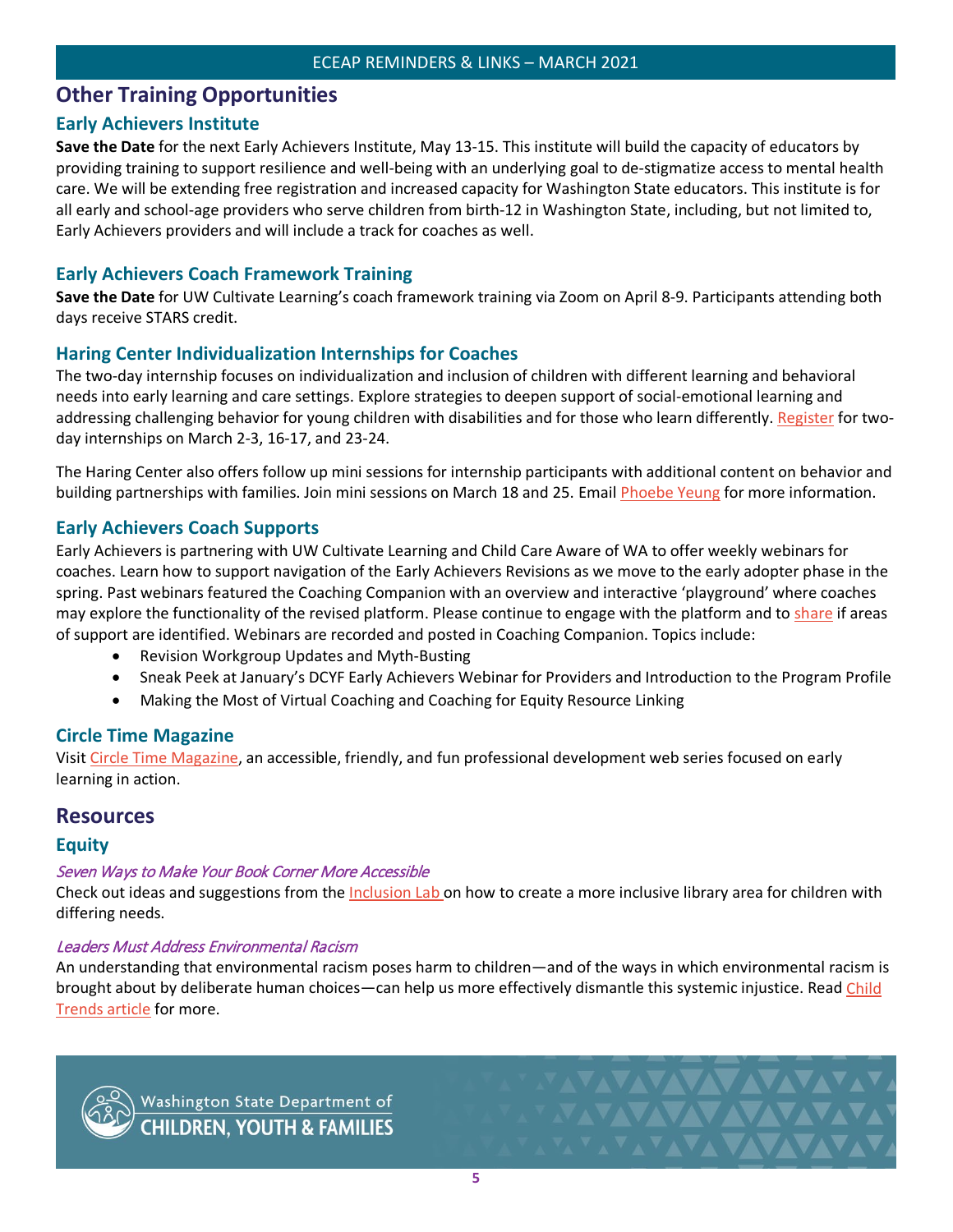## Other Training Opportunities

### Early Achievers Institute

**Save the Date** for the next Early Achievers Institute, May 13-15. This institute will build the capacity of educators by providing training to support resilience and well-being with an underlying goal to de-stigmatize access to mental health care. We will be extending free registration and increased capacity for Washington State educators. This institute is for all early and school-age providers who serve children from birth-12 in Washington State, including, but not limited to, Early Achievers providers and will include a track for coaches as well.

### Early Achievers Coach Framework Training

**Save the Date** for UW Cultivate Learning's coach framework training via Zoom on April 8-9. Participants attending both days receive STARS credit.

### Haring Center Individualization Internships for Coaches

The two-day internship focuses on individualization and inclusion of children with different learning and behavioral needs into early learning and care settings. Explore strategies to deepen support of social-emotional learning and addressing challenging behavior for young children with disabilities and for those who learn differently. Register for two-day internships on March 2-3, 16-17, and 23-24.

The Haring Center also offers follow up mini sessions for internship participants with additional content on behavior and building partnerships with families. Join mini sessions on March 18 and 25. Email Phoebe Yeung for more information.

### Early Achievers Coach Supports

Early Achievers is partnering with UW Cultivate Learning and Child Care Aware of WA to offer weekly webinars for coaches. Learn how to support navigation of the Early Achievers Revisions as we move to the early adopter phase in the spring. Past webinars featured the Coaching Companion with an overview and interactive 'playground' where coaches may explore the functionality of the revised platform. Please continue to engage with the platform and to share if areas of support are identified. Webinars are recorded and posted in Coaching Companion. Topics include:

- Revision Workgroup Updates and Myth-Busting
- Sneak Peek at January's DCYF Early Achievers Webinar for Providers and Introduction to the Program Profile
- Making the Most of Virtual Coaching and Coaching for Equity Resource Linking

### Circle Time Magazine

Visit Circle Time Magazine, an accessible, friendly, and fun professional development web series focused on early learning in action.

## Resources

### Equity

#### *Seven Ways to Make Your Book Corner More Accessible*

Check out ideas and suggestions from the Inclusion Lab on how to create a more inclusive library area for children with differing needs.

#### *Leaders Must Address Environmental Racism*

An understanding that environmental racism poses harm to children—and of the ways in which environmental racism is brought about by deliberate human choices—can help us more effectively dismantle this systemic injustice. Read Child Trends article for more.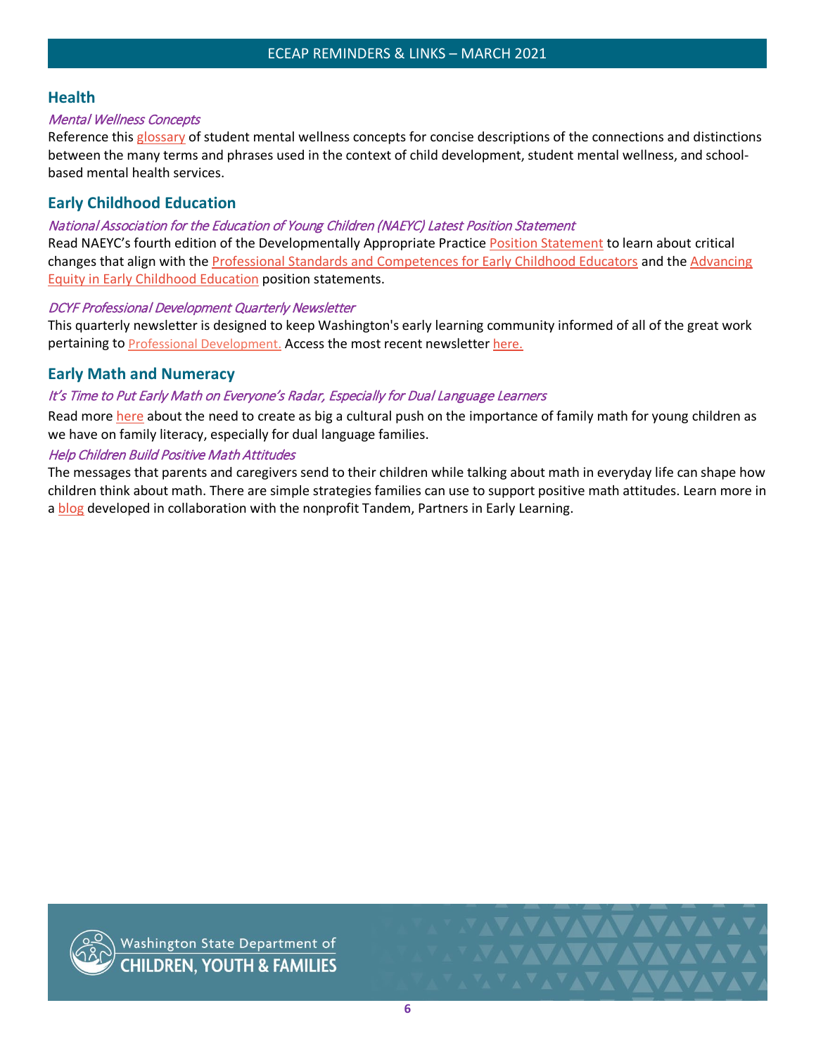## Health

*Mental Wellness Concepts*

Reference this glossary of student mental wellness concepts for concise descriptions of the connections and distinctions between the many terms and phrases used in the context of child development, student mental wellness, and school-based mental health services.

## Early Childhood Education

*National Association for the Education of Young Children (NAEYC) Latest Position Statement*

Read NAEYC's fourth edition of the Developmentally Appropriate Practice Position Statement to learn about critical changes that align with the Professional Standards and Competences for Early Childhood Educators and the Advancing Equity in Early Childhood Education position statements.

*DCYF Professional Development Quarterly Newsletter*

This quarterly newsletter is designed to keep Washington's early learning community informed of all of the great work pertaining to Professional Development. Access the most recent newsletter here.

## Early Math and Numeracy

*It's Time to Put Early Math on Everyone's Radar, Especially for Dual Language Learners*

Read more here about the need to create as big a cultural push on the importance of family math for young children as we have on family literacy, especially for dual language families.

*Help Children Build Positive Math Attitudes*

The messages that parents and caregivers send to their children while talking about math in everyday life can shape how children think about math. There are simple strategies families can use to support positive math attitudes. Learn more in a blog developed in collaboration with the nonprofit Tandem, Partners in Early Learning.